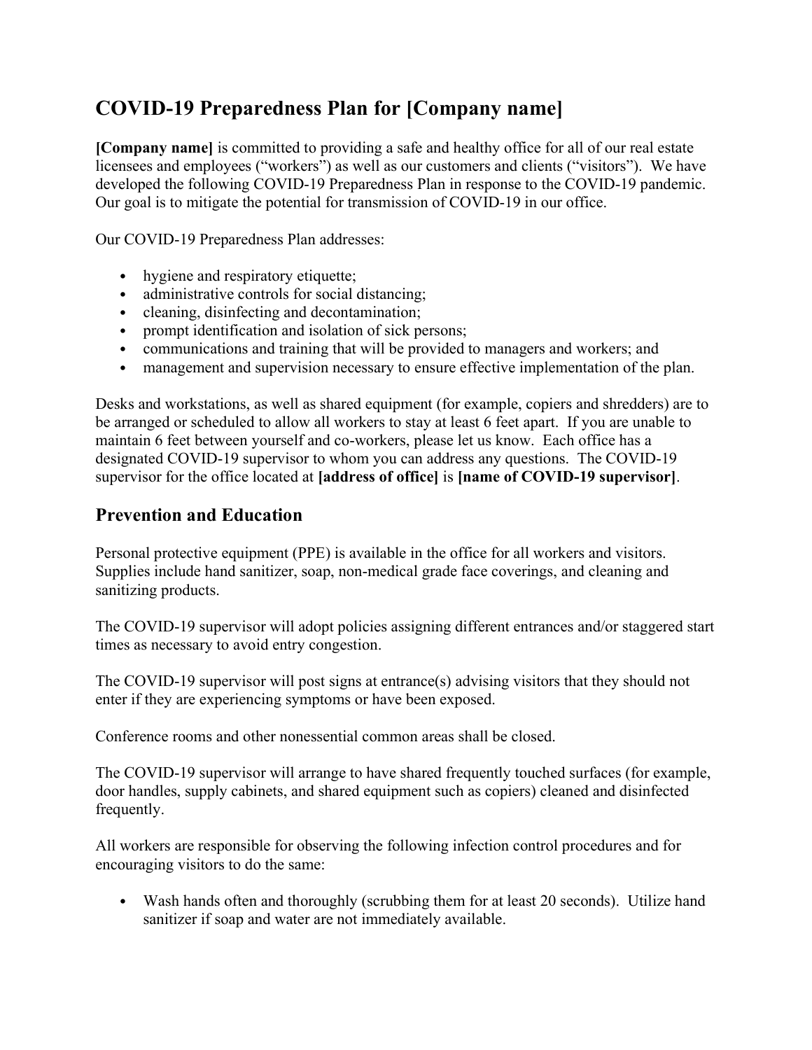# COVID-19 Preparedness Plan for [Company name]

**[Company name]** is committed to providing a safe and healthy office for all of our real estate licensees and employees ("workers") as well as our customers and clients ("visitors"). We have developed the following COVID-19 Preparedness Plan in response to the COVID-19 pandemic. Our goal is to mitigate the potential for transmission of COVID-19 in our office.

Our COVID-19 Preparedness Plan addresses:

- hygiene and respiratory etiquette;
- administrative controls for social distancing;
- cleaning, disinfecting and decontamination;
- prompt identification and isolation of sick persons;
- communications and training that will be provided to managers and workers; and
- management and supervision necessary to ensure effective implementation of the plan.

Desks and workstations, as well as shared equipment (for example, copiers and shredders) are to be arranged or scheduled to allow all workers to stay at least 6 feet apart. If you are unable to maintain 6 feet between yourself and co-workers, please let us know. Each office has a designated COVID-19 supervisor to whom you can address any questions. The COVID-19 supervisor for the office located at **[address of office]** is **[name of COVID-19 supervisor]**.

## Prevention and Education

Personal protective equipment (PPE) is available in the office for all workers and visitors. Supplies include hand sanitizer, soap, non-medical grade face coverings, and cleaning and sanitizing products.

The COVID-19 supervisor will adopt policies assigning different entrances and/or staggered start times as necessary to avoid entry congestion.

The COVID-19 supervisor will post signs at entrance(s) advising visitors that they should not enter if they are experiencing symptoms or have been exposed.

Conference rooms and other nonessential common areas shall be closed.

The COVID-19 supervisor will arrange to have shared frequently touched surfaces (for example, door handles, supply cabinets, and shared equipment such as copiers) cleaned and disinfected frequently.

All workers are responsible for observing the following infection control procedures and for encouraging visitors to do the same:

- Wash hands often and thoroughly (scrubbing them for at least 20 seconds). Utilize hand sanitizer if soap and water are not immediately available.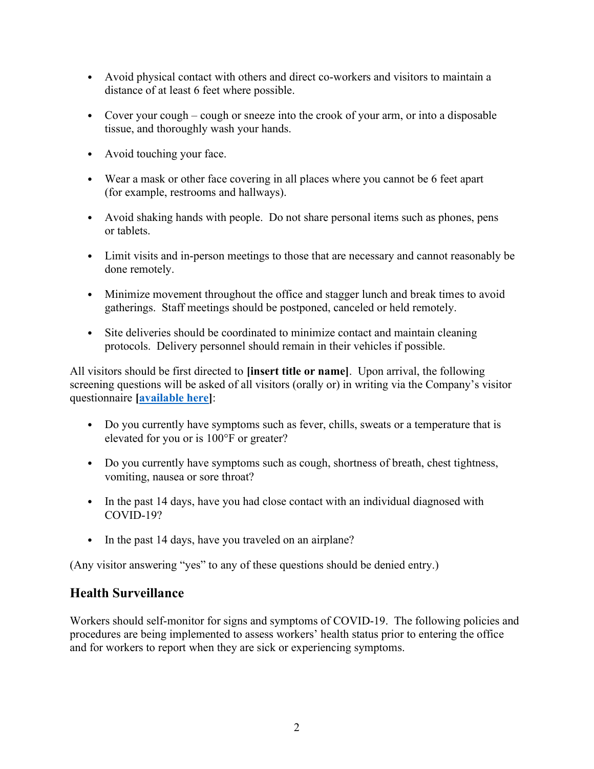- Avoid physical contact with others and direct co-workers and visitors to maintain a distance of at least 6 feet where possible.

- Cover your cough – cough or sneeze into the crook of your arm, or into a disposable tissue, and thoroughly wash your hands.

- Avoid touching your face.

- Wear a mask or other face covering in all places where you cannot be 6 feet apart (for example, restrooms and hallways).

- Avoid shaking hands with people. Do not share personal items such as phones, pens or tablets.

- Limit visits and in-person meetings to those that are necessary and cannot reasonably be done remotely.

- Minimize movement throughout the office and stagger lunch and break times to avoid gatherings. Staff meetings should be postponed, canceled or held remotely.

- Site deliveries should be coordinated to minimize contact and maintain cleaning protocols. Delivery personnel should remain in their vehicles if possible.

All visitors should be first directed to **[insert title or name]**. Upon arrival, the following screening questions will be asked of all visitors (orally or) in writing via the Company's visitor questionnaire **[available here]**:

- Do you currently have symptoms such as fever, chills, sweats or a temperature that is elevated for you or is 100°F or greater?

- Do you currently have symptoms such as cough, shortness of breath, chest tightness, vomiting, nausea or sore throat?

- In the past 14 days, have you had close contact with an individual diagnosed with COVID-19?

- In the past 14 days, have you traveled on an airplane?

(Any visitor answering "yes" to any of these questions should be denied entry.)

## Health Surveillance

Workers should self-monitor for signs and symptoms of COVID-19. The following policies and procedures are being implemented to assess workers' health status prior to entering the office and for workers to report when they are sick or experiencing symptoms.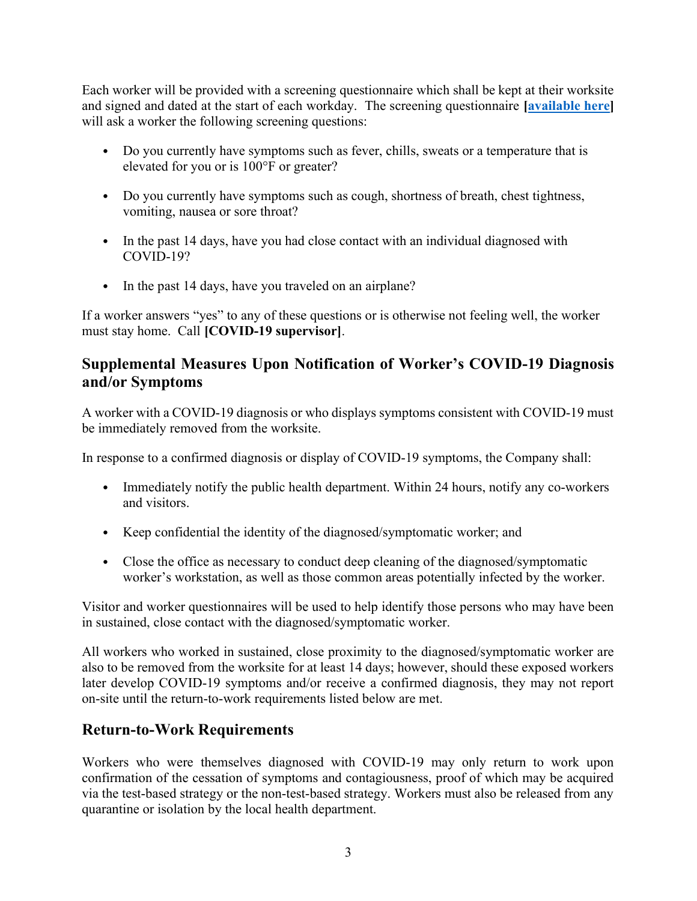Each worker will be provided with a screening questionnaire which shall be kept at their worksite and signed and dated at the start of each workday. The screening questionnaire **[available here]** will ask a worker the following screening questions:

- Do you currently have symptoms such as fever, chills, sweats or a temperature that is elevated for you or is 100°F or greater?
- Do you currently have symptoms such as cough, shortness of breath, chest tightness, vomiting, nausea or sore throat?
- In the past 14 days, have you had close contact with an individual diagnosed with COVID-19?
- In the past 14 days, have you traveled on an airplane?

If a worker answers "yes" to any of these questions or is otherwise not feeling well, the worker must stay home. Call **[COVID-19 supervisor]**.

## Supplemental Measures Upon Notification of Worker's COVID-19 Diagnosis and/or Symptoms

A worker with a COVID-19 diagnosis or who displays symptoms consistent with COVID-19 must be immediately removed from the worksite.

In response to a confirmed diagnosis or display of COVID-19 symptoms, the Company shall:

- Immediately notify the public health department. Within 24 hours, notify any co-workers and visitors.
- Keep confidential the identity of the diagnosed/symptomatic worker; and
- Close the office as necessary to conduct deep cleaning of the diagnosed/symptomatic worker's workstation, as well as those common areas potentially infected by the worker.

Visitor and worker questionnaires will be used to help identify those persons who may have been in sustained, close contact with the diagnosed/symptomatic worker.

All workers who worked in sustained, close proximity to the diagnosed/symptomatic worker are also to be removed from the worksite for at least 14 days; however, should these exposed workers later develop COVID-19 symptoms and/or receive a confirmed diagnosis, they may not report on-site until the return-to-work requirements listed below are met.

## Return-to-Work Requirements

Workers who were themselves diagnosed with COVID-19 may only return to work upon confirmation of the cessation of symptoms and contagiousness, proof of which may be acquired via the test-based strategy or the non-test-based strategy. Workers must also be released from any quarantine or isolation by the local health department.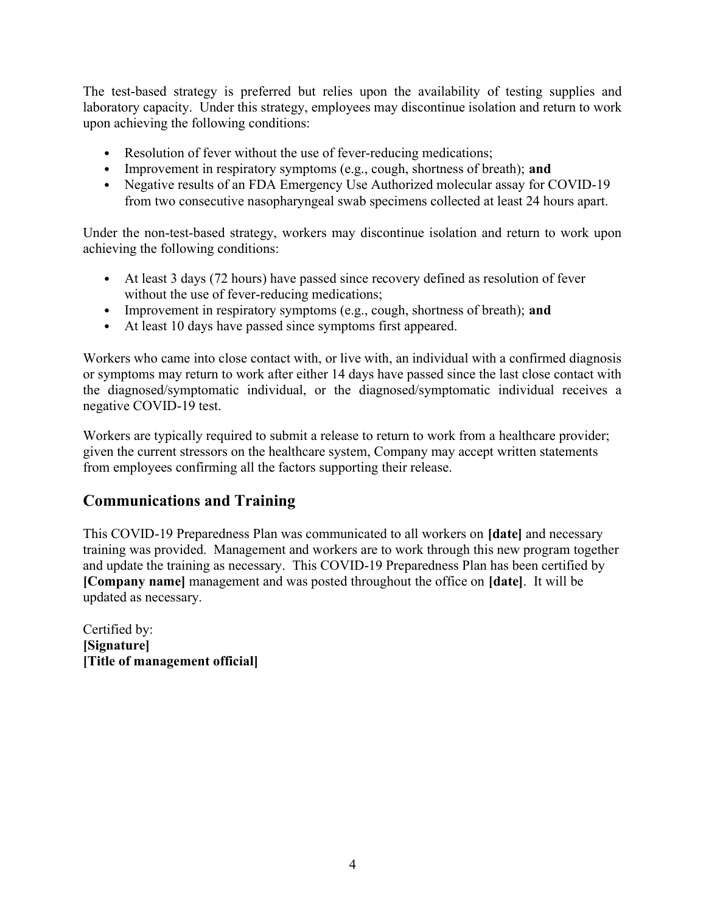The test-based strategy is preferred but relies upon the availability of testing supplies and laboratory capacity. Under this strategy, employees may discontinue isolation and return to work upon achieving the following conditions:

- Resolution of fever without the use of fever-reducing medications;
- Improvement in respiratory symptoms (e.g., cough, shortness of breath); **and**
- Negative results of an FDA Emergency Use Authorized molecular assay for COVID-19 from two consecutive nasopharyngeal swab specimens collected at least 24 hours apart.

Under the non-test-based strategy, workers may discontinue isolation and return to work upon achieving the following conditions:

- At least 3 days (72 hours) have passed since recovery defined as resolution of fever without the use of fever-reducing medications;
- Improvement in respiratory symptoms (e.g., cough, shortness of breath); **and**
- At least 10 days have passed since symptoms first appeared.

Workers who came into close contact with, or live with, an individual with a confirmed diagnosis or symptoms may return to work after either 14 days have passed since the last close contact with the diagnosed/symptomatic individual, or the diagnosed/symptomatic individual receives a negative COVID-19 test.

Workers are typically required to submit a release to return to work from a healthcare provider; given the current stressors on the healthcare system, Company may accept written statements from employees confirming all the factors supporting their release.

## Communications and Training

This COVID-19 Preparedness Plan was communicated to all workers on **[date]** and necessary training was provided. Management and workers are to work through this new program together and update the training as necessary. This COVID-19 Preparedness Plan has been certified by **[Company name]** management and was posted throughout the office on **[date]**. It will be updated as necessary.

Certified by:
**[Signature]**
**[Title of management official]**